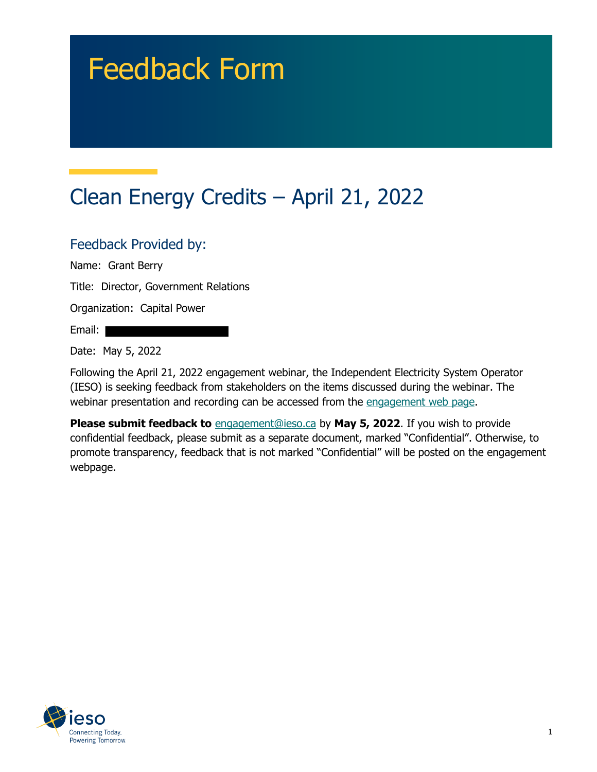# Feedback Form

## Clean Energy Credits – April 21, 2022

### Feedback Provided by:

Name: Grant Berry

Title: Director, Government Relations

Organization: Capital Power

Email:

Date: May 5, 2022

Following the April 21, 2022 engagement webinar, the Independent Electricity System Operator (IESO) is seeking feedback from stakeholders on the items discussed during the webinar. The webinar presentation and recording can be accessed from the engagement web page.

**Please submit feedback to** engagement@ieso.ca by **May 5, 2022**. If you wish to provide confidential feedback, please submit as a separate document, marked "Confidential". Otherwise, to promote transparency, feedback that is not marked "Confidential" will be posted on the engagement webpage.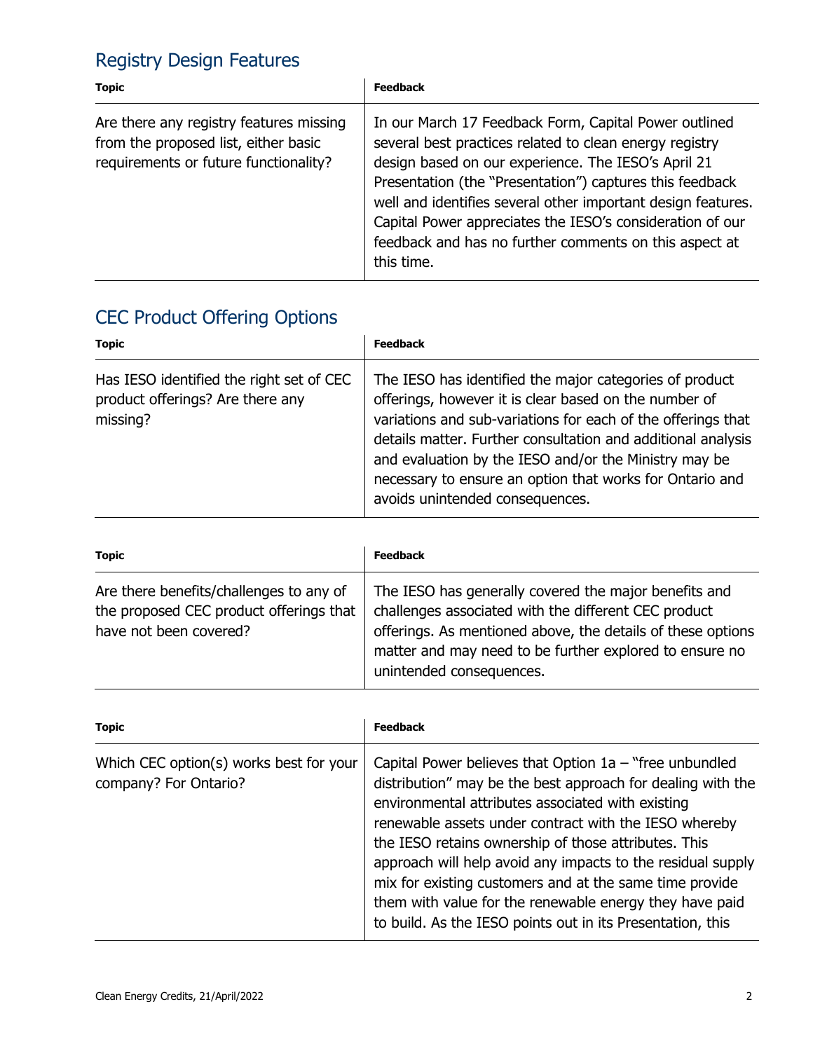## Registry Design Features

| Topic | Feedback |
|---|---|
| Are there any registry features missing from the proposed list, either basic requirements or future functionality? | In our March 17 Feedback Form, Capital Power outlined several best practices related to clean energy registry design based on our experience. The IESO's April 21 Presentation (the "Presentation") captures this feedback well and identifies several other important design features. Capital Power appreciates the IESO's consideration of our feedback and has no further comments on this aspect at this time. |

## CEC Product Offering Options

| Topic | Feedback |
|---|---|
| Has IESO identified the right set of CEC product offerings? Are there any missing? | The IESO has identified the major categories of product offerings, however it is clear based on the number of variations and sub-variations for each of the offerings that details matter. Further consultation and additional analysis and evaluation by the IESO and/or the Ministry may be necessary to ensure an option that works for Ontario and avoids unintended consequences. |

| Topic | Feedback |
|---|---|
| Are there benefits/challenges to any of the proposed CEC product offerings that have not been covered? | The IESO has generally covered the major benefits and challenges associated with the different CEC product offerings. As mentioned above, the details of these options matter and may need to be further explored to ensure no unintended consequences. |

| Topic | Feedback |
|---|---|
| Which CEC option(s) works best for your company? For Ontario? | Capital Power believes that Option 1a – "free unbundled distribution" may be the best approach for dealing with the environmental attributes associated with existing renewable assets under contract with the IESO whereby the IESO retains ownership of those attributes. This approach will help avoid any impacts to the residual supply mix for existing customers and at the same time provide them with value for the renewable energy they have paid to build. As the IESO points out in its Presentation, this |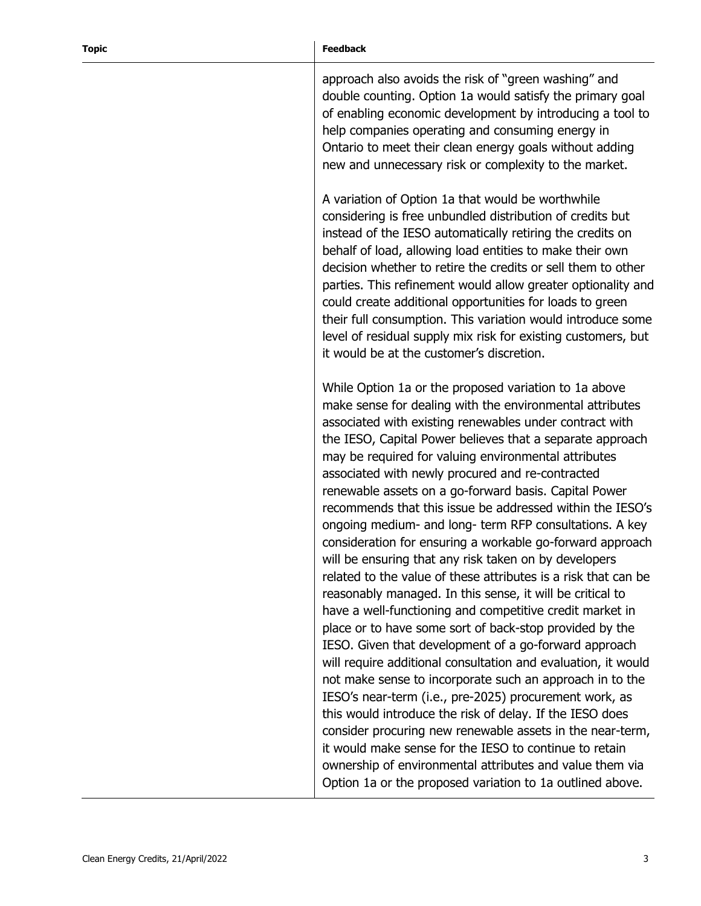| Topic | Feedback |
|---|---|
| | approach also avoids the risk of "green washing" and double counting. Option 1a would satisfy the primary goal of enabling economic development by introducing a tool to help companies operating and consuming energy in Ontario to meet their clean energy goals without adding new and unnecessary risk or complexity to the market.<br><br>A variation of Option 1a that would be worthwhile considering is free unbundled distribution of credits but instead of the IESO automatically retiring the credits on behalf of load, allowing load entities to make their own decision whether to retire the credits or sell them to other parties. This refinement would allow greater optionality and could create additional opportunities for loads to green their full consumption. This variation would introduce some level of residual supply mix risk for existing customers, but it would be at the customer's discretion.<br><br>While Option 1a or the proposed variation to 1a above make sense for dealing with the environmental attributes associated with existing renewables under contract with the IESO, Capital Power believes that a separate approach may be required for valuing environmental attributes associated with newly procured and re-contracted renewable assets on a go-forward basis. Capital Power recommends that this issue be addressed within the IESO's ongoing medium- and long- term RFP consultations. A key consideration for ensuring a workable go-forward approach will be ensuring that any risk taken on by developers related to the value of these attributes is a risk that can be reasonably managed. In this sense, it will be critical to have a well-functioning and competitive credit market in place or to have some sort of back-stop provided by the IESO. Given that development of a go-forward approach will require additional consultation and evaluation, it would not make sense to incorporate such an approach in to the IESO's near-term (i.e., pre-2025) procurement work, as this would introduce the risk of delay. If the IESO does consider procuring new renewable assets in the near-term, it would make sense for the IESO to continue to retain ownership of environmental attributes and value them via Option 1a or the proposed variation to 1a outlined above. |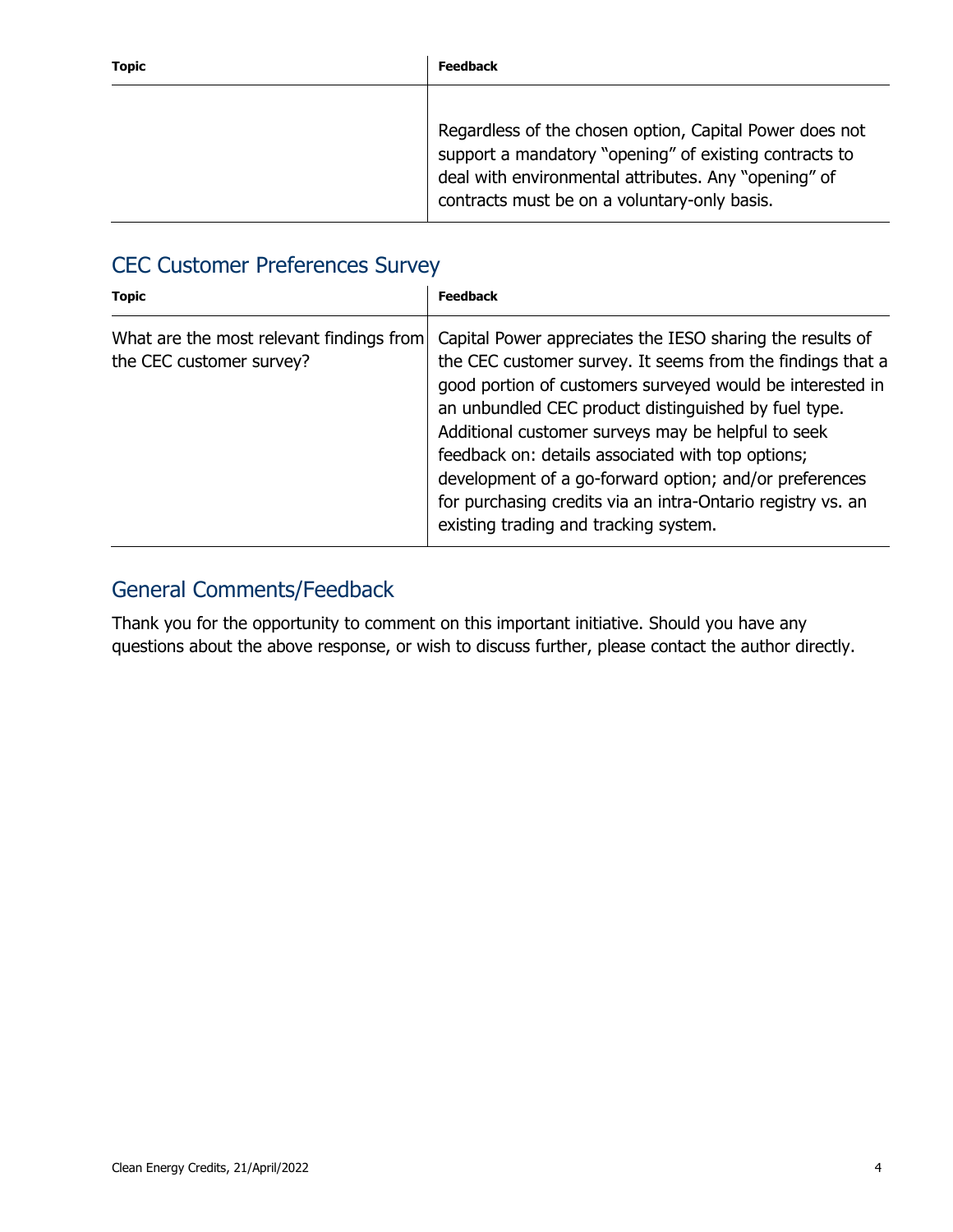| Topic | Feedback |
|---|---|
| | Regardless of the chosen option, Capital Power does not support a mandatory "opening" of existing contracts to deal with environmental attributes. Any "opening" of contracts must be on a voluntary-only basis. |

## CEC Customer Preferences Survey

| Topic | Feedback |
|---|---|
| What are the most relevant findings from the CEC customer survey? | Capital Power appreciates the IESO sharing the results of the CEC customer survey. It seems from the findings that a good portion of customers surveyed would be interested in an unbundled CEC product distinguished by fuel type. Additional customer surveys may be helpful to seek feedback on: details associated with top options; development of a go-forward option; and/or preferences for purchasing credits via an intra-Ontario registry vs. an existing trading and tracking system. |

## General Comments/Feedback

Thank you for the opportunity to comment on this important initiative. Should you have any questions about the above response, or wish to discuss further, please contact the author directly.